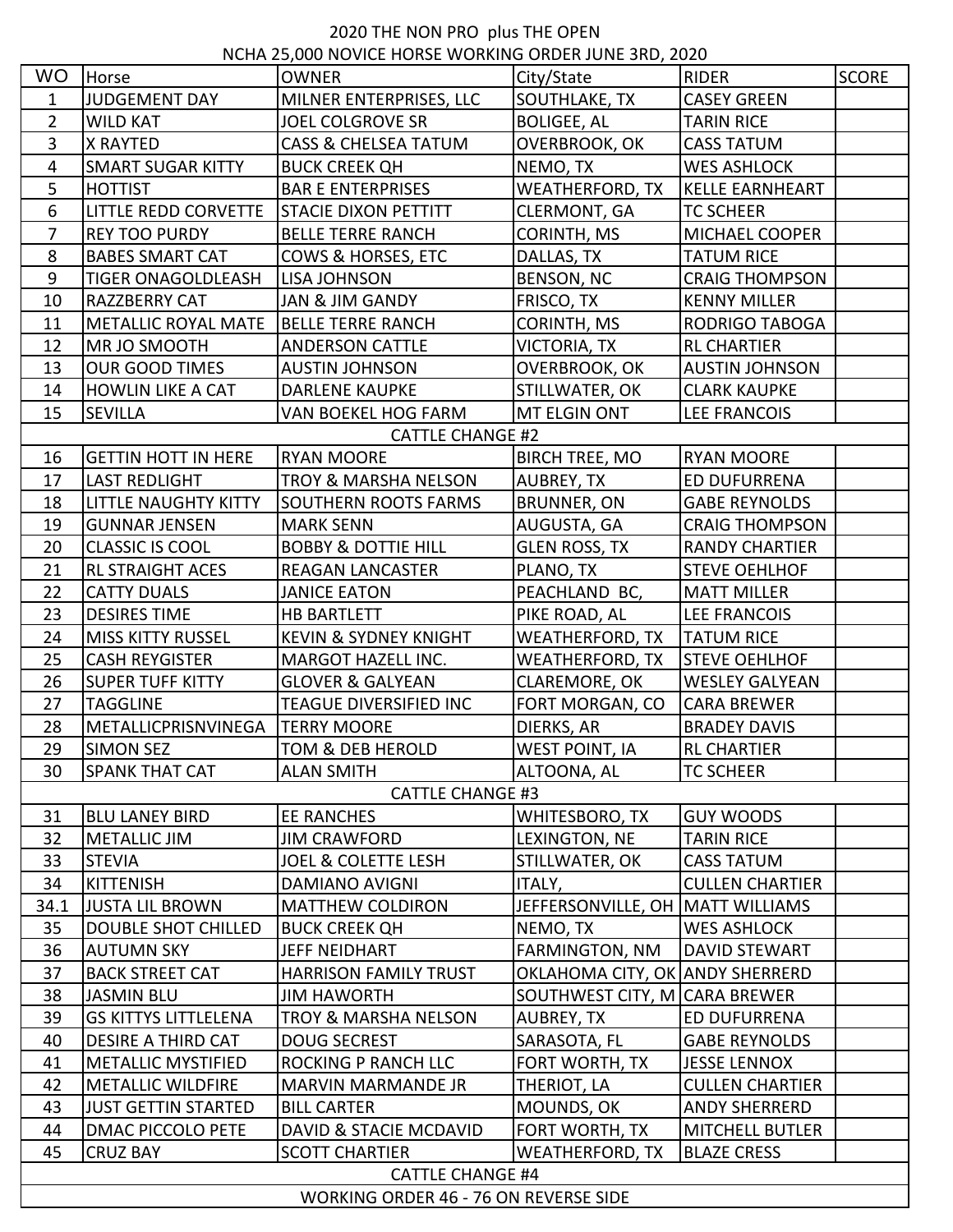2020 THE NON PRO plus THE OPEN

NCHA 25,000 NOVICE HORSE WORKING ORDER JUNE 3RD, 2020

| WO | Horse | OWNER | City/State | RIDER | SCORE |
|---|---|---|---|---|---|
| 1 | JUDGEMENT DAY | MILNER ENTERPRISES, LLC | SOUTHLAKE, TX | CASEY GREEN | |
| 2 | WILD KAT | JOEL COLGROVE SR | BOLIGEE, AL | TARIN RICE | |
| 3 | X RAYTED | CASS & CHELSEA TATUM | OVERBROOK, OK | CASS TATUM | |
| 4 | SMART SUGAR KITTY | BUCK CREEK QH | NEMO, TX | WES ASHLOCK | |
| 5 | HOTTIST | BAR E ENTERPRISES | WEATHERFORD, TX | KELLE EARNHEART | |
| 6 | LITTLE REDD CORVETTE | STACIE DIXON PETTITT | CLERMONT, GA | TC SCHEER | |
| 7 | REY TOO PURDY | BELLE TERRE RANCH | CORINTH, MS | MICHAEL COOPER | |
| 8 | BABES SMART CAT | COWS & HORSES, ETC | DALLAS, TX | TATUM RICE | |
| 9 | TIGER ONAGOLDLEASH | LISA JOHNSON | BENSON, NC | CRAIG THOMPSON | |
| 10 | RAZZBERRY CAT | JAN & JIM GANDY | FRISCO, TX | KENNY MILLER | |
| 11 | METALLIC ROYAL MATE | BELLE TERRE RANCH | CORINTH, MS | RODRIGO TABOGA | |
| 12 | MR JO SMOOTH | ANDERSON CATTLE | VICTORIA, TX | RL CHARTIER | |
| 13 | OUR GOOD TIMES | AUSTIN JOHNSON | OVERBROOK, OK | AUSTIN JOHNSON | |
| 14 | HOWLIN LIKE A CAT | DARLENE KAUPKE | STILLWATER, OK | CLARK KAUPKE | |
| 15 | SEVILLA | VAN BOEKEL HOG FARM | MT ELGIN ONT | LEE FRANCOIS | |
| | | CATTLE CHANGE #2 | | | |
| 16 | GETTIN HOTT IN HERE | RYAN MOORE | BIRCH TREE, MO | RYAN MOORE | |
| 17 | LAST REDLIGHT | TROY & MARSHA NELSON | AUBREY, TX | ED DUFURRENA | |
| 18 | LITTLE NAUGHTY KITTY | SOUTHERN ROOTS FARMS | BRUNNER, ON | GABE REYNOLDS | |
| 19 | GUNNAR JENSEN | MARK SENN | AUGUSTA, GA | CRAIG THOMPSON | |
| 20 | CLASSIC IS COOL | BOBBY & DOTTIE HILL | GLEN ROSS, TX | RANDY CHARTIER | |
| 21 | RL STRAIGHT ACES | REAGAN LANCASTER | PLANO, TX | STEVE OEHLHOF | |
| 22 | CATTY DUALS | JANICE EATON | PEACHLAND BC, | MATT MILLER | |
| 23 | DESIRES TIME | HB BARTLETT | PIKE ROAD, AL | LEE FRANCOIS | |
| 24 | MISS KITTY RUSSEL | KEVIN & SYDNEY KNIGHT | WEATHERFORD, TX | TATUM RICE | |
| 25 | CASH REYGISTER | MARGOT HAZELL INC. | WEATHERFORD, TX | STEVE OEHLHOF | |
| 26 | SUPER TUFF KITTY | GLOVER & GALYEAN | CLAREMORE, OK | WESLEY GALYEAN | |
| 27 | TAGGLINE | TEAGUE DIVERSIFIED INC | FORT MORGAN, CO | CARA BREWER | |
| 28 | METALLICPRISNVINEGA | TERRY MOORE | DIERKS, AR | BRADEY DAVIS | |
| 29 | SIMON SEZ | TOM & DEB HEROLD | WEST POINT, IA | RL CHARTIER | |
| 30 | SPANK THAT CAT | ALAN SMITH | ALTOONA, AL | TC SCHEER | |
| | | CATTLE CHANGE #3 | | | |
| 31 | BLU LANEY BIRD | EE RANCHES | WHITESBORO, TX | GUY WOODS | |
| 32 | METALLIC JIM | JIM CRAWFORD | LEXINGTON, NE | TARIN RICE | |
| 33 | STEVIA | JOEL & COLETTE LESH | STILLWATER, OK | CASS TATUM | |
| 34 | KITTENISH | DAMIANO AVIGNI | ITALY, | CULLEN CHARTIER | |
| 34.1 | JUSTA LIL BROWN | MATTHEW COLDIRON | JEFFERSONVILLE, OH | MATT WILLIAMS | |
| 35 | DOUBLE SHOT CHILLED | BUCK CREEK QH | NEMO, TX | WES ASHLOCK | |
| 36 | AUTUMN SKY | JEFF NEIDHART | FARMINGTON, NM | DAVID STEWART | |
| 37 | BACK STREET CAT | HARRISON FAMILY TRUST | OKLAHOMA CITY, OK | ANDY SHERRERD | |
| 38 | JASMIN BLU | JIM HAWORTH | SOUTHWEST CITY, M | CARA BREWER | |
| 39 | GS KITTYS LITTLELENA | TROY & MARSHA NELSON | AUBREY, TX | ED DUFURRENA | |
| 40 | DESIRE A THIRD CAT | DOUG SECREST | SARASOTA, FL | GABE REYNOLDS | |
| 41 | METALLIC MYSTIFIED | ROCKING P RANCH LLC | FORT WORTH, TX | JESSE LENNOX | |
| 42 | METALLIC WILDFIRE | MARVIN MARMANDE JR | THERIOT, LA | CULLEN CHARTIER | |
| 43 | JUST GETTIN STARTED | BILL CARTER | MOUNDS, OK | ANDY SHERRERD | |
| 44 | DMAC PICCOLO PETE | DAVID & STACIE MCDAVID | FORT WORTH, TX | MITCHELL BUTLER | |
| 45 | CRUZ BAY | SCOTT CHARTIER | WEATHERFORD, TX | BLAZE CRESS | |
| | | CATTLE CHANGE #4 | | | |
| | | WORKING ORDER 46 - 76 ON REVERSE SIDE | | | |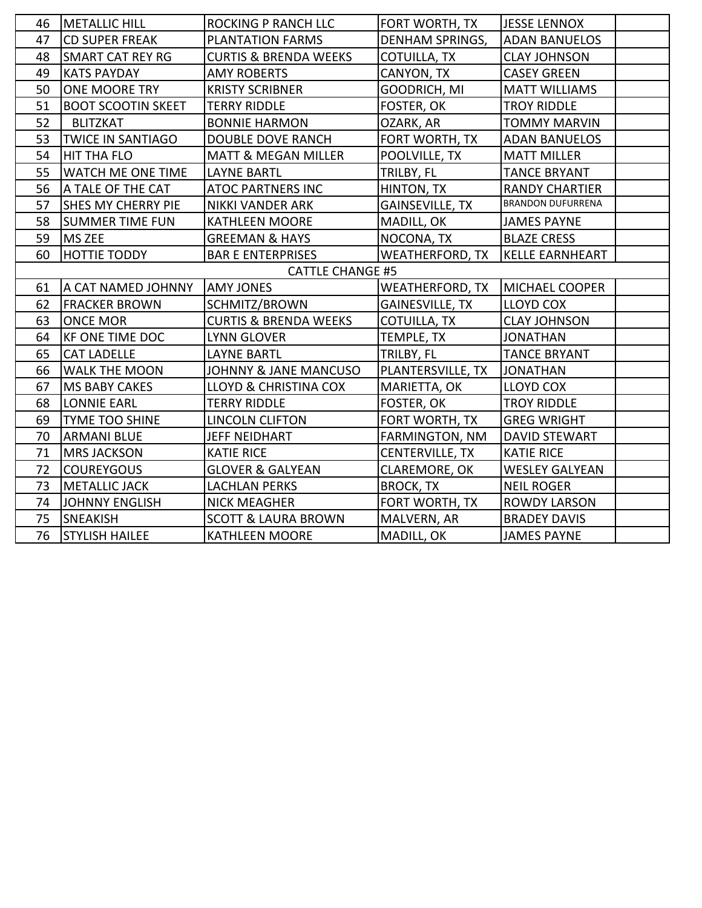| | | | | | |
|---|---|---|---|---|---|
| 46 | METALLIC HILL | ROCKING P RANCH LLC | FORT WORTH, TX | JESSE LENNOX | |
| 47 | CD SUPER FREAK | PLANTATION FARMS | DENHAM SPRINGS, | ADAN BANUELOS | |
| 48 | SMART CAT REY RG | CURTIS & BRENDA WEEKS | COTUILLA, TX | CLAY JOHNSON | |
| 49 | KATS PAYDAY | AMY ROBERTS | CANYON, TX | CASEY GREEN | |
| 50 | ONE MOORE TRY | KRISTY SCRIBNER | GOODRICH, MI | MATT WILLIAMS | |
| 51 | BOOT SCOOTIN SKEET | TERRY RIDDLE | FOSTER, OK | TROY RIDDLE | |
| 52 | BLITZKAT | BONNIE HARMON | OZARK, AR | TOMMY MARVIN | |
| 53 | TWICE IN SANTIAGO | DOUBLE DOVE RANCH | FORT WORTH, TX | ADAN BANUELOS | |
| 54 | HIT THA FLO | MATT & MEGAN MILLER | POOLVILLE, TX | MATT MILLER | |
| 55 | WATCH ME ONE TIME | LAYNE BARTL | TRILBY, FL | TANCE BRYANT | |
| 56 | A TALE OF THE CAT | ATOC PARTNERS INC | HINTON, TX | RANDY CHARTIER | |
| 57 | SHES MY CHERRY PIE | NIKKI VANDER ARK | GAINSEVILLE, TX | BRANDON DUFURRENA | |
| 58 | SUMMER TIME FUN | KATHLEEN MOORE | MADILL, OK | JAMES PAYNE | |
| 59 | MS ZEE | GREEMAN & HAYS | NOCONA, TX | BLAZE CRESS | |
| 60 | HOTTIE TODDY | BAR E ENTERPRISES | WEATHERFORD, TX | KELLE EARNHEART | |
| | | CATTLE CHANGE #5 | | | |
| 61 | A CAT NAMED JOHNNY | AMY JONES | WEATHERFORD, TX | MICHAEL COOPER | |
| 62 | FRACKER BROWN | SCHMITZ/BROWN | GAINESVILLE, TX | LLOYD COX | |
| 63 | ONCE MOR | CURTIS & BRENDA WEEKS | COTUILLA, TX | CLAY JOHNSON | |
| 64 | KF ONE TIME DOC | LYNN GLOVER | TEMPLE, TX | JONATHAN | |
| 65 | CAT LADELLE | LAYNE BARTL | TRILBY, FL | TANCE BRYANT | |
| 66 | WALK THE MOON | JOHNNY & JANE MANCUSO | PLANTERSVILLE, TX | JONATHAN | |
| 67 | MS BABY CAKES | LLOYD & CHRISTINA COX | MARIETTA, OK | LLOYD COX | |
| 68 | LONNIE EARL | TERRY RIDDLE | FOSTER, OK | TROY RIDDLE | |
| 69 | TYME TOO SHINE | LINCOLN CLIFTON | FORT WORTH, TX | GREG WRIGHT | |
| 70 | ARMANI BLUE | JEFF NEIDHART | FARMINGTON, NM | DAVID STEWART | |
| 71 | MRS JACKSON | KATIE RICE | CENTERVILLE, TX | KATIE RICE | |
| 72 | COUREYGOUS | GLOVER & GALYEAN | CLAREMORE, OK | WESLEY GALYEAN | |
| 73 | METALLIC JACK | LACHLAN PERKS | BROCK, TX | NEIL ROGER | |
| 74 | JOHNNY ENGLISH | NICK MEAGHER | FORT WORTH, TX | ROWDY LARSON | |
| 75 | SNEAKISH | SCOTT & LAURA BROWN | MALVERN, AR | BRADEY DAVIS | |
| 76 | STYLISH HAILEE | KATHLEEN MOORE | MADILL, OK | JAMES PAYNE | |